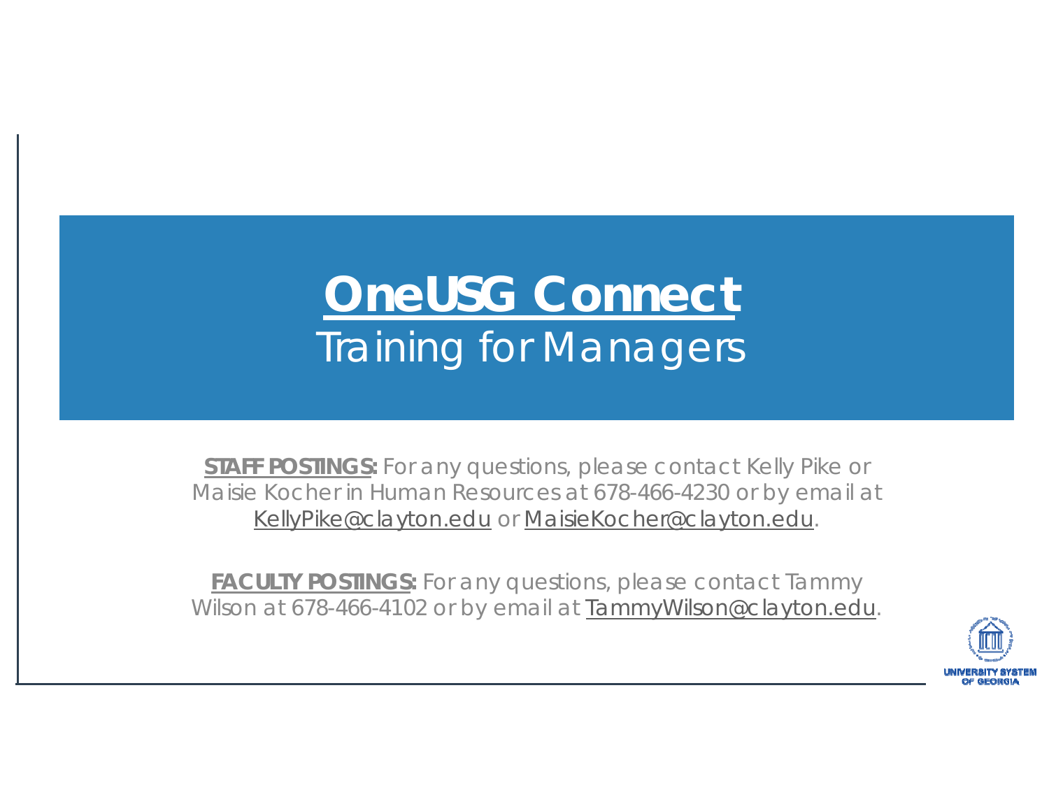# OneUSG Connect

## Training for Managers

**STAFF POSTINGS:** For any questions, please contact Kelly Pike or Maisie Kocher in Human Resources at 678-466-4230 or by email at KellyPike@clayton.edu or MaisieKocher@clayton.edu.

**FACULTY POSTINGS:** For any questions, please contact Tammy Wilson at 678-466-4102 or by email at TammyWilson@clayton.edu.

UNIVERSITY SYSTEM OF GEORGIA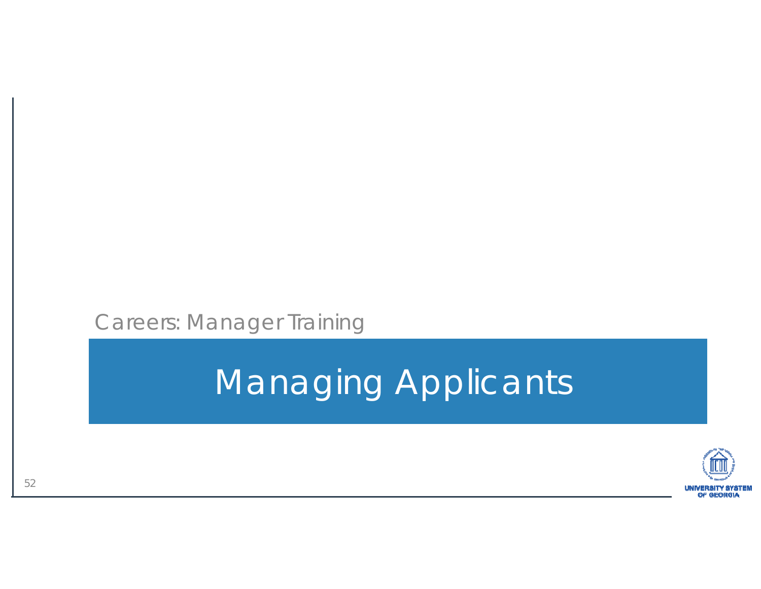Careers: Manager Training

# Managing Applicants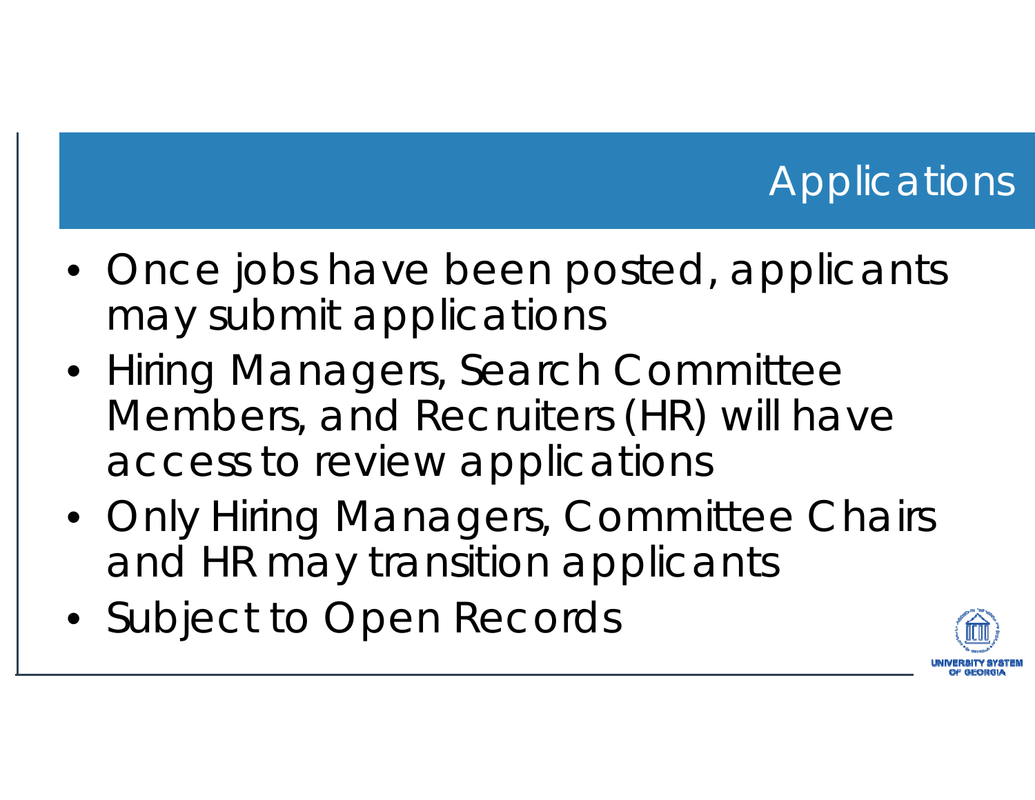# Applications

- Once jobs have been posted, applicants may submit applications
- Hiring Managers, Search Committee Members, and Recruiters (HR) will have access to review applications
- Only Hiring Managers, Committee Chairs and HR may transition applicants
- Subject to Open Records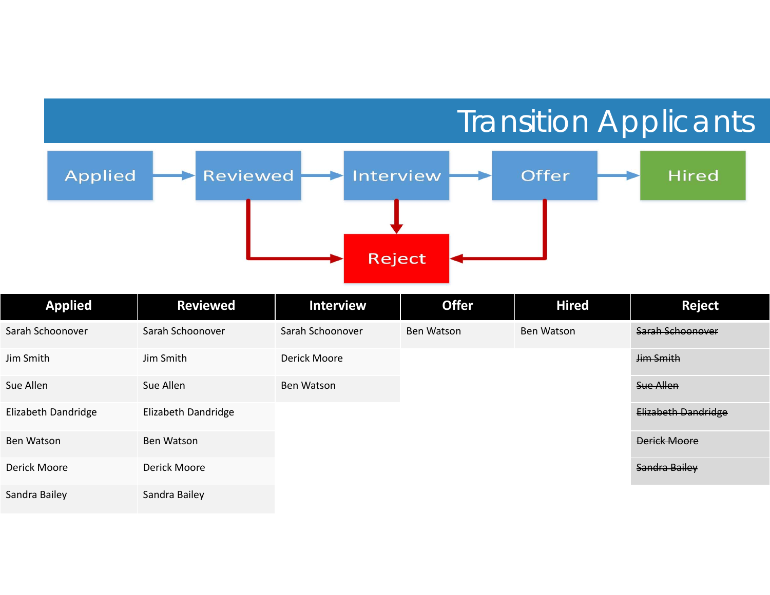# Transition Applicants

Applied → Reviewed → Interview → Offer → Hired

Reviewed → Reject

Interview → Reject

Offer → Reject

| Applied | Reviewed | Interview | Offer | Hired | Reject |
|---|---|---|---|---|---|
| Sarah Schoonover | Sarah Schoonover | Sarah Schoonover | Ben Watson | Ben Watson | ~~Sarah Schoonover~~ |
| Jim Smith | Jim Smith | Derick Moore | | | ~~Jim Smith~~ |
| Sue Allen | Sue Allen | Ben Watson | | | ~~Sue Allen~~ |
| Elizabeth Dandridge | Elizabeth Dandridge | | | | ~~Elizabeth Dandridge~~ |
| Ben Watson | Ben Watson | | | | ~~Derick Moore~~ |
| Derick Moore | Derick Moore | | | | ~~Sandra Bailey~~ |
| Sandra Bailey | Sandra Bailey | | | | |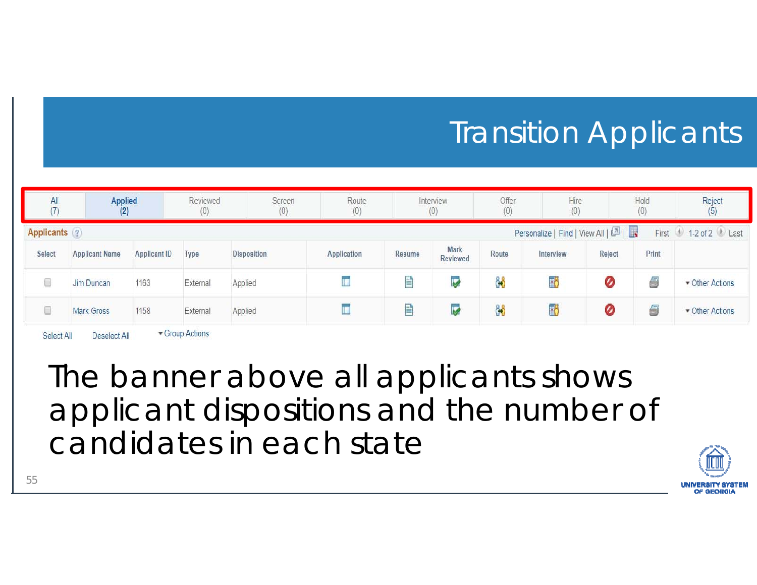# Transition Applicants

| All (7) | Applied (2) | Reviewed (0) | Screen (0) | Route (0) | Interview (0) | Offer (0) | Hire (0) | Hold (0) | Reject (5) |
|---|---|---|---|---|---|---|---|---|---|

**Applicants** — Personalize | Find | View All | First 1-2 of 2 Last

| Select | Applicant Name | Applicant ID | Type | Disposition | Application | Resume | Mark Reviewed | Route | Interview | Reject | Print | |
|---|---|---|---|---|---|---|---|---|---|---|---|---|
| | Jim Duncan | 1163 | External | Applied | | | | | | | | Other Actions |
| | Mark Gross | 1158 | External | Applied | | | | | | | | Other Actions |

Select All &nbsp;&nbsp; Deselect All &nbsp;&nbsp; Group Actions

The banner above all applicants shows applicant dispositions and the number of candidates in each state

UNIVERSITY SYSTEM OF GEORGIA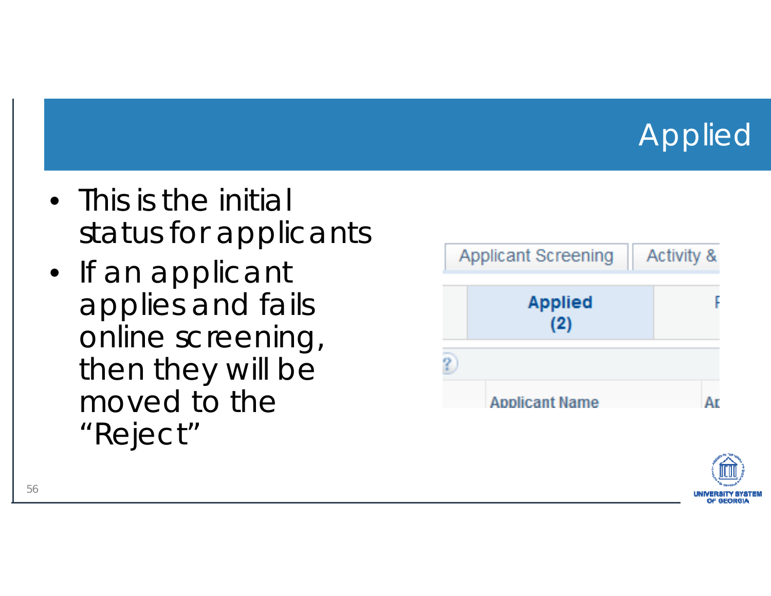# Applied

- This is the initial status for applicants
- If an applicant applies and fails online screening, then they will be moved to the "Reject"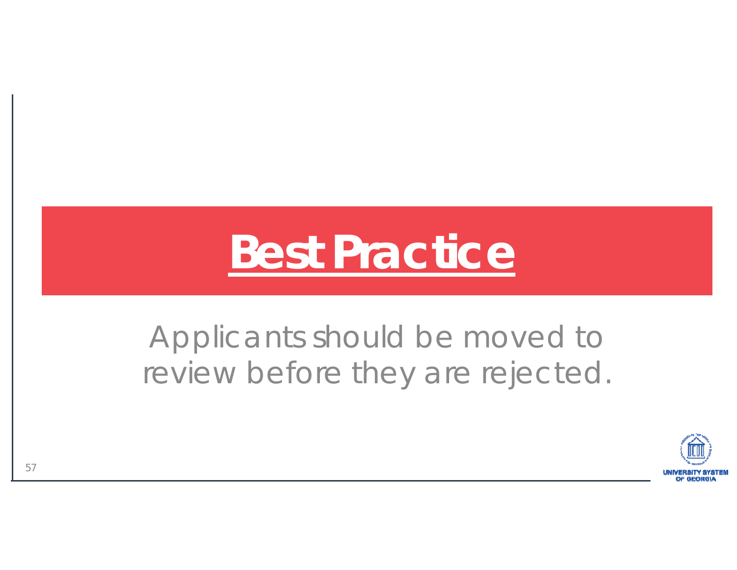# Best Practice

Applicants should be moved to review before they are rejected.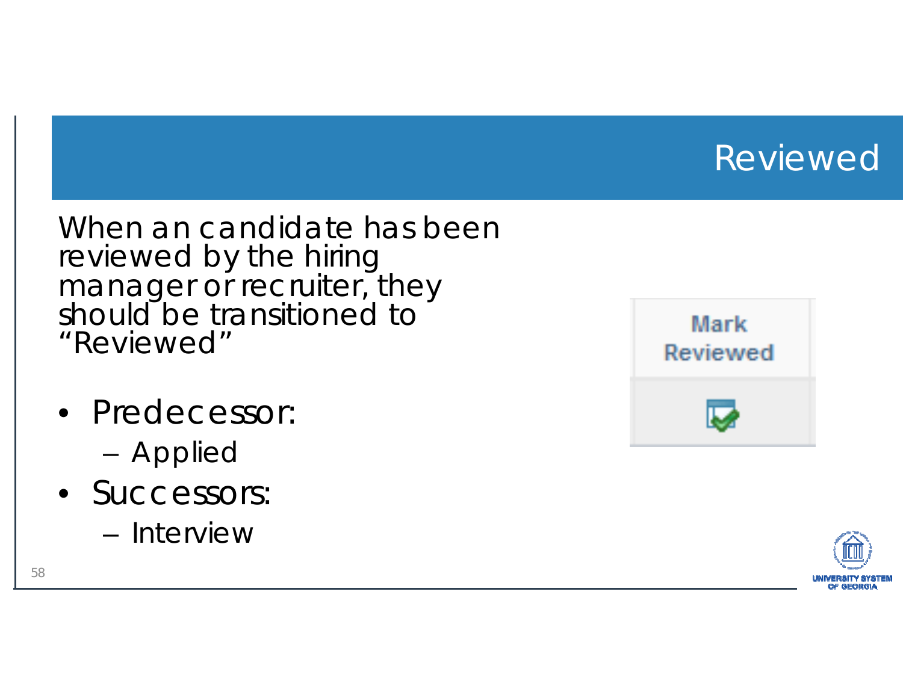# Reviewed

When an candidate has been reviewed by the hiring manager or recruiter, they should be transitioned to "Reviewed"

- Predecessor:
  - Applied
- Successors:
  - Interview

Mark Reviewed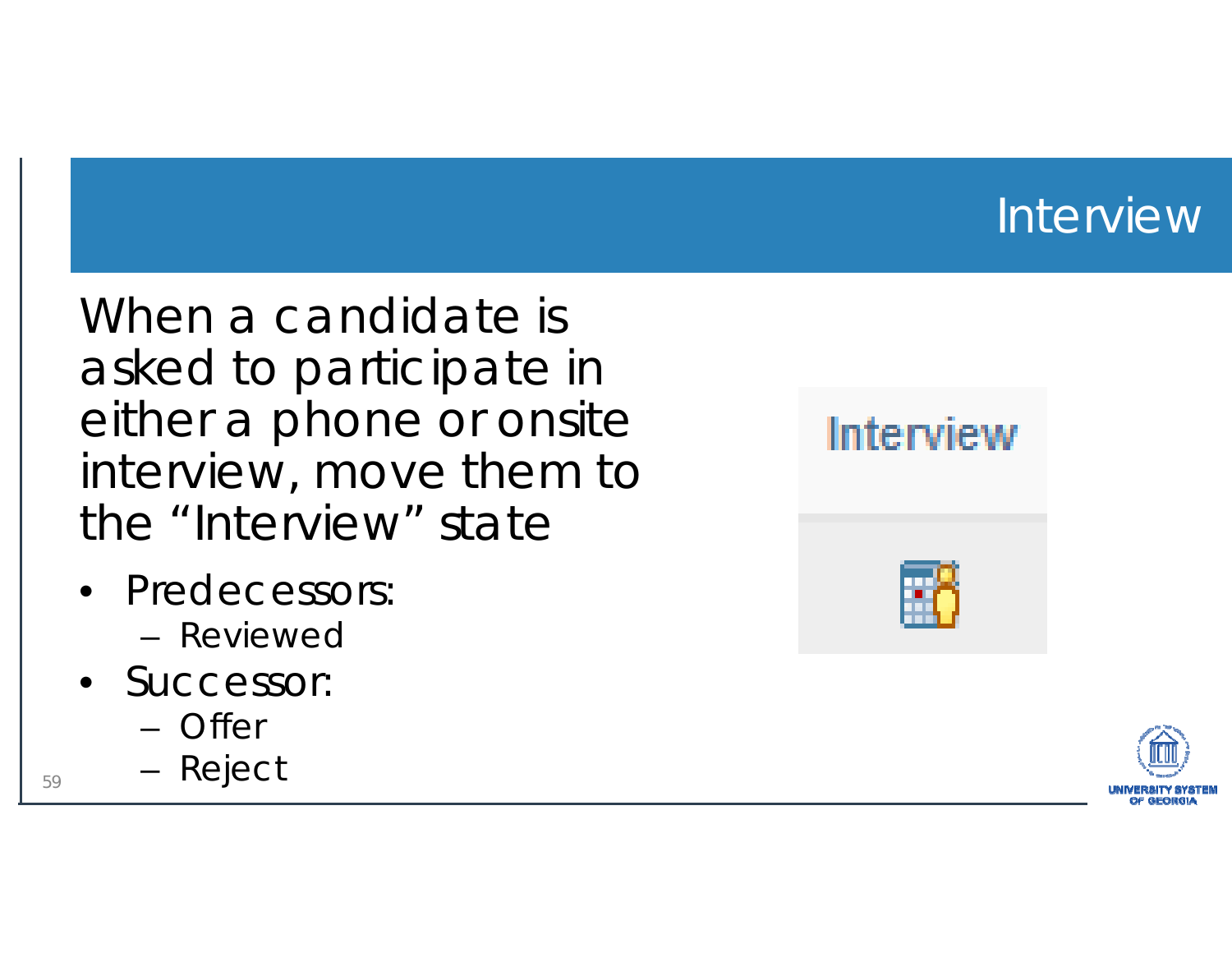# Interview

When a candidate is asked to participate in either a phone or onsite interview, move them to the "Interview" state

- Predecessors:
  - Reviewed
- Successor:
  - Offer
  - Reject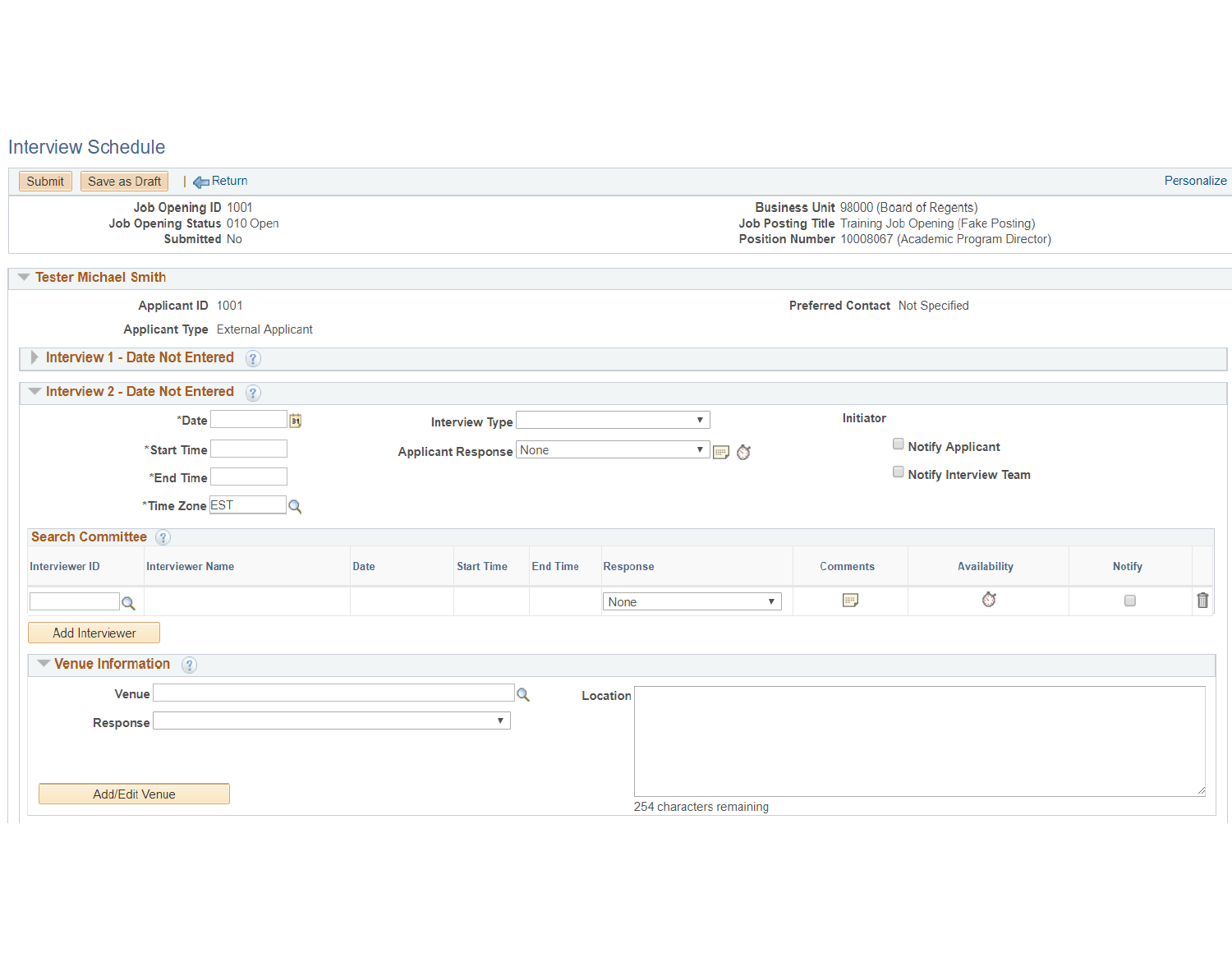# Interview Schedule

Submit | Save as Draft | Return | Personalize

**Job Opening ID** 1001
**Job Opening Status** 010 Open
**Submitted** No

**Business Unit** 98000 (Board of Regents)
**Job Posting Title** Training Job Opening (Fake Posting)
**Position Number** 10008067 (Academic Program Director)

## Tester Michael Smith

**Applicant ID** 1001
**Applicant Type** External Applicant
**Preferred Contact** Not Specified

### Interview 1 - Date Not Entered

### Interview 2 - Date Not Entered

*Date
*Start Time
*End Time
*Time Zone EST

Interview Type
Applicant Response None

Initiator
Notify Applicant
Notify Interview Team

#### Search Committee

| Interviewer ID | Interviewer Name | Date | Start Time | End Time | Response | Comments | Availability | Notify |
|---|---|---|---|---|---|---|---|---|
| | | | | | None | | | |

Add Interviewer

#### Venue Information

Venue
Response
Location

Add/Edit Venue

254 characters remaining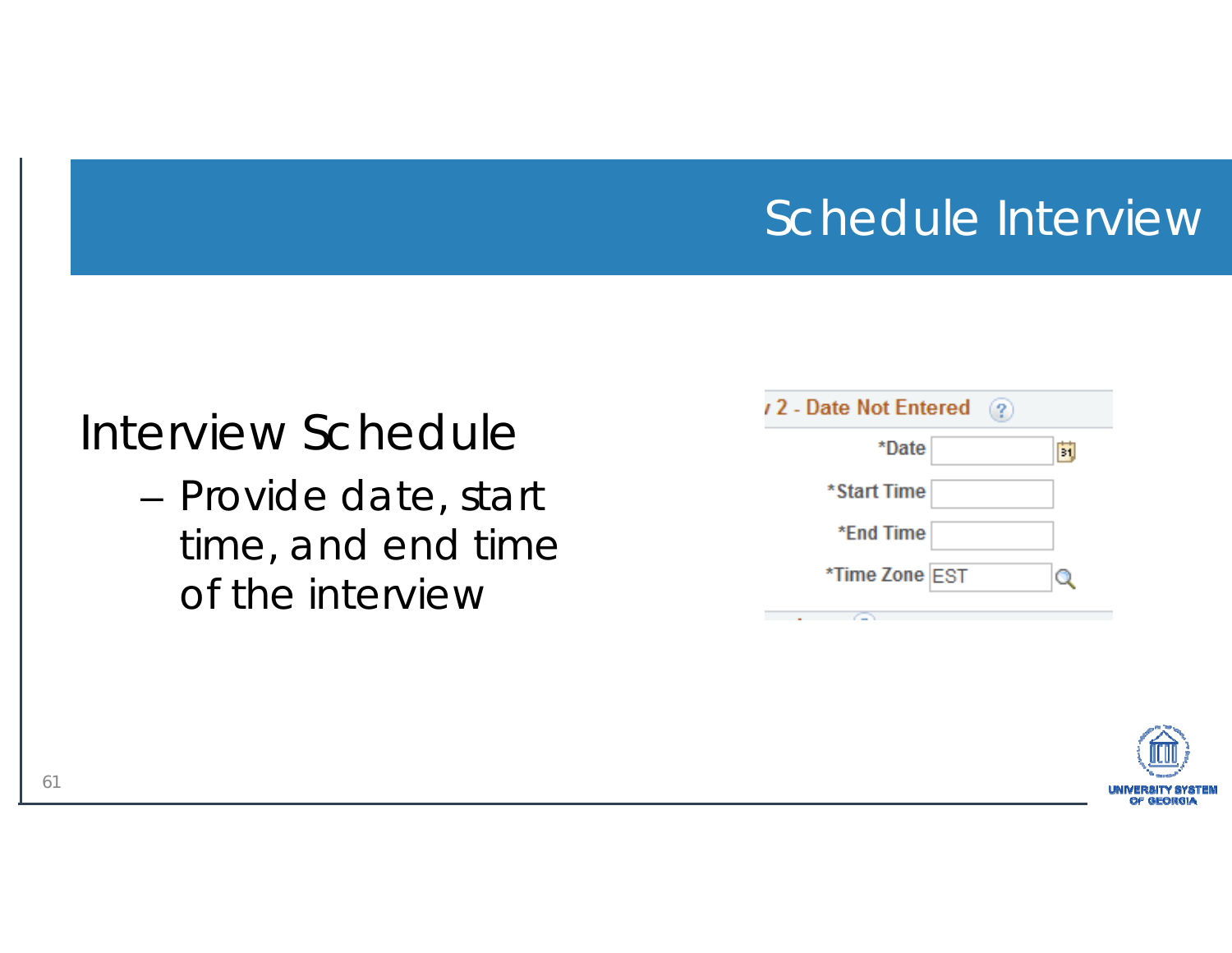# Schedule Interview

Interview Schedule

- Provide date, start time, and end time of the interview

2 - Date Not Entered

*Date

*Start Time

*End Time

*Time Zone EST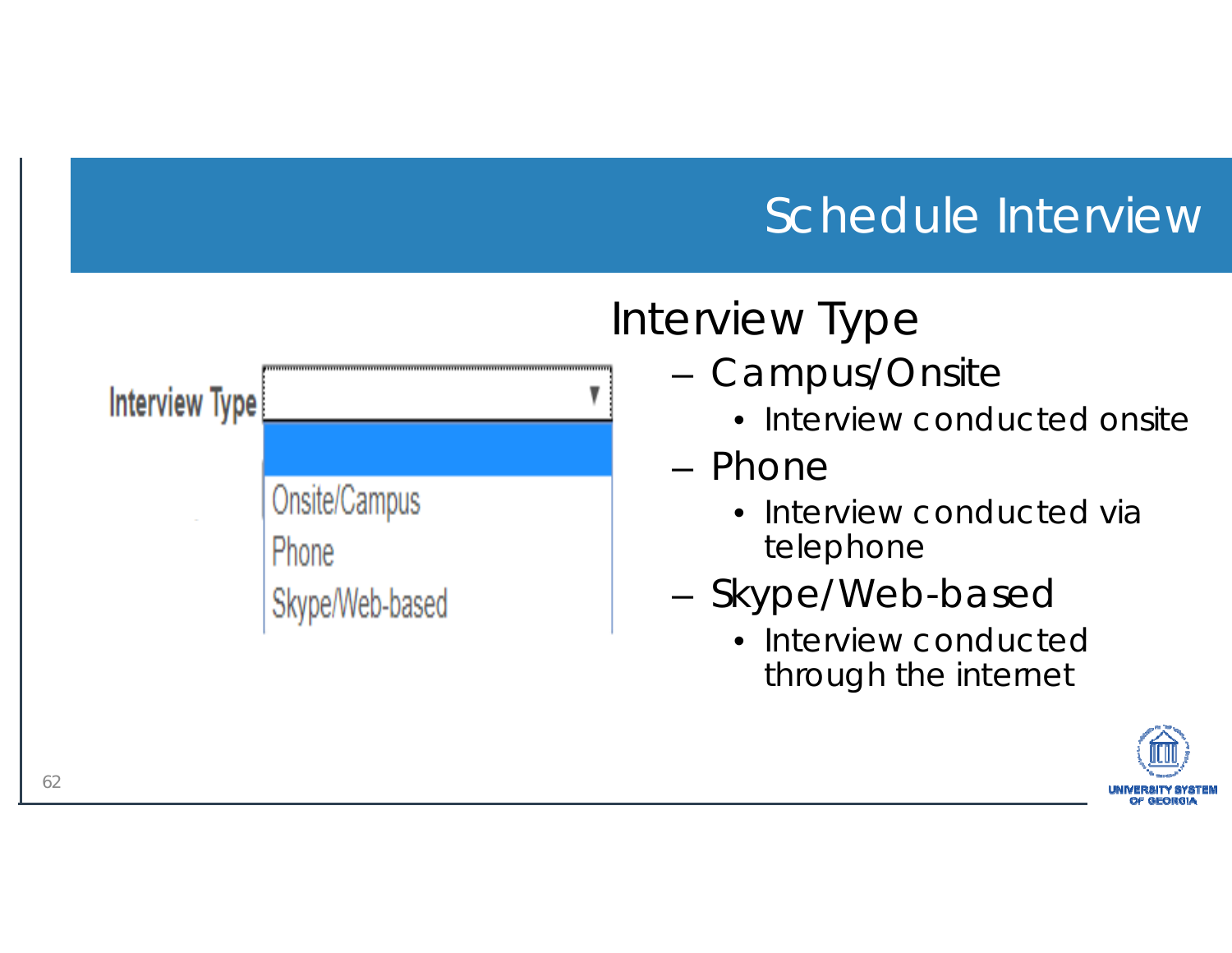# Schedule Interview

Interview Type

Onsite/Campus
Phone
Skype/Web-based

## Interview Type

- Campus/Onsite
  - Interview conducted onsite
- Phone
  - Interview conducted via telephone
- Skype/Web-based
  - Interview conducted through the internet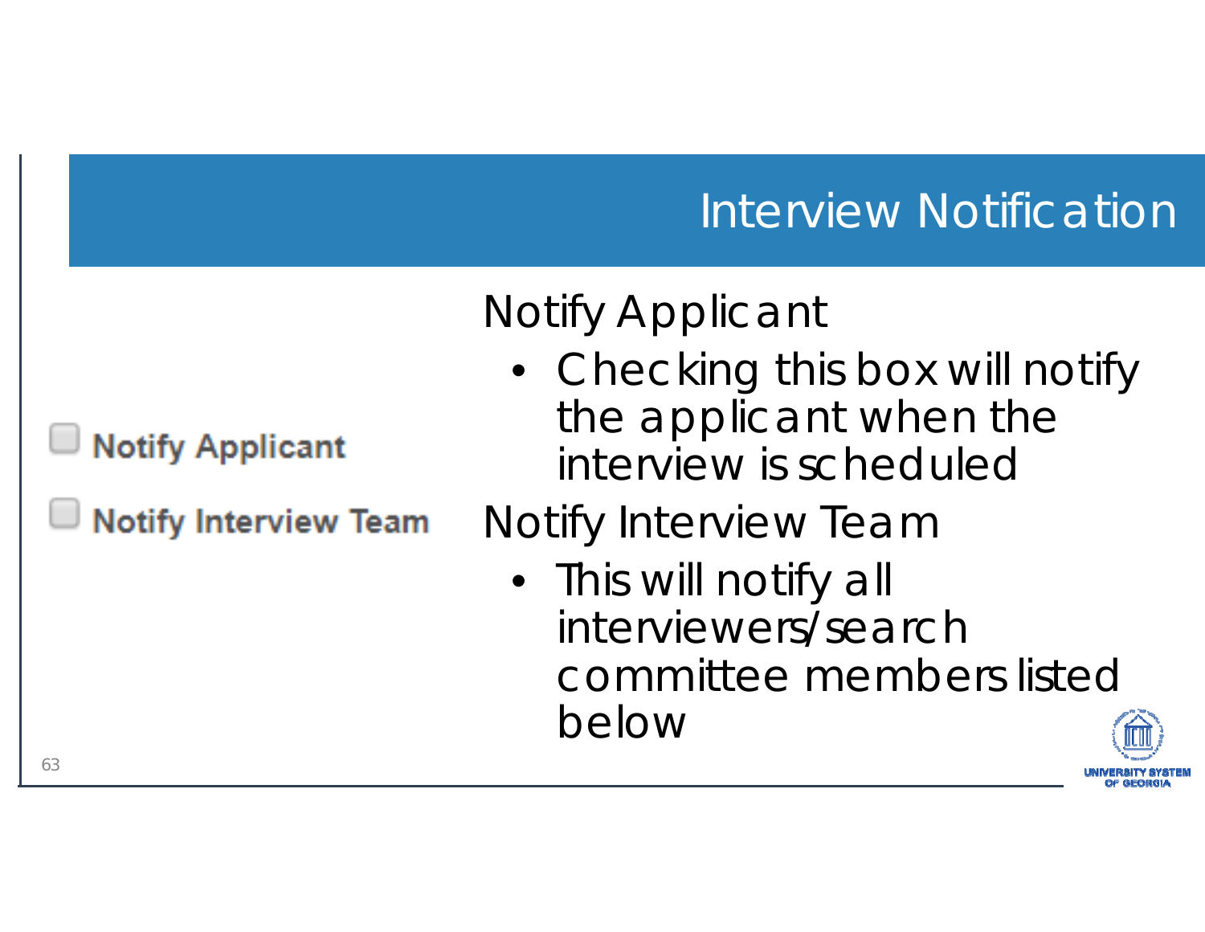# Interview Notification

- [ ] Notify Applicant
- [ ] Notify Interview Team

**Notify Applicant**

- Checking this box will notify the applicant when the interview is scheduled

**Notify Interview Team**

- This will notify all interviewers/search committee members listed below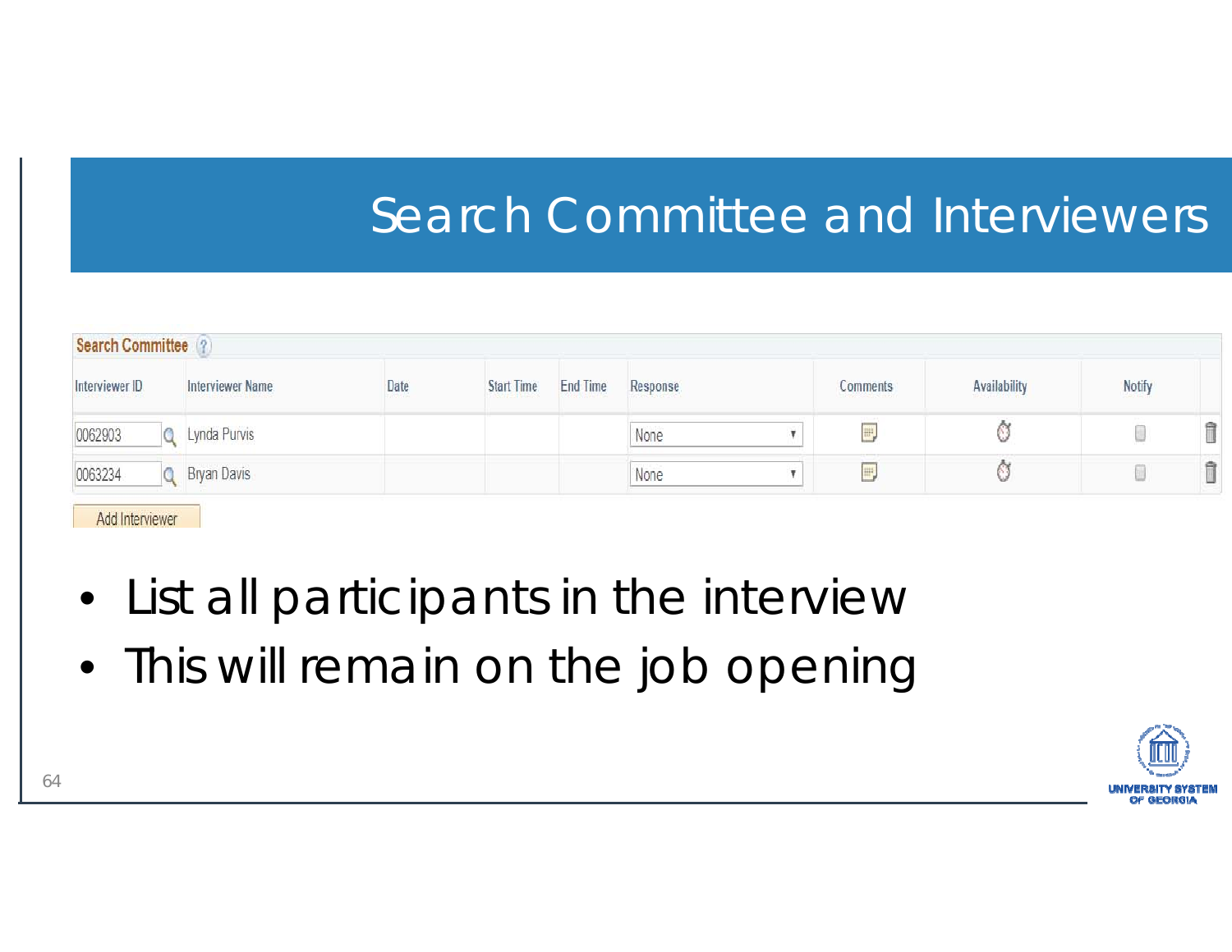# Search Committee and Interviewers

**Search Committee**

| Interviewer ID | Interviewer Name | Date | Start Time | End Time | Response | Comments | Availability | Notify |
|---|---|---|---|---|---|---|---|---|
| 0062903 | Lynda Purvis | | | | None | | | |
| 0063234 | Bryan Davis | | | | None | | | |

Add Interviewer

- List all participants in the interview
- This will remain on the job opening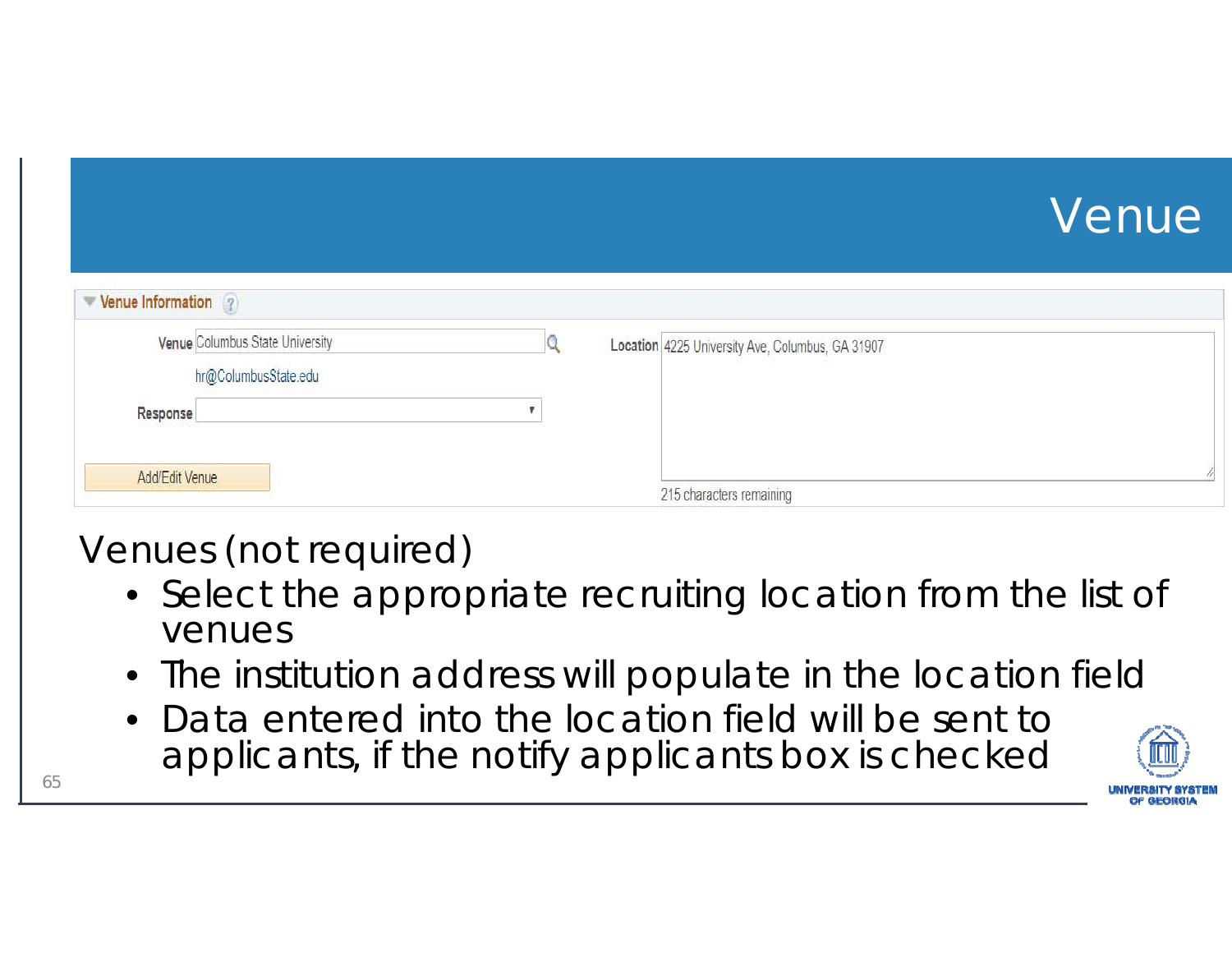# Venue

**Venue Information**

Venue: Columbus State University

hr@ColumbusState.edu

Response:

Add/Edit Venue

Location: 4225 University Ave, Columbus, GA 31907

215 characters remaining

Venues (not required)

- Select the appropriate recruiting location from the list of venues
- The institution address will populate in the location field
- Data entered into the location field will be sent to applicants, if the notify applicants box is checked

UNIVERSITY SYSTEM OF GEORGIA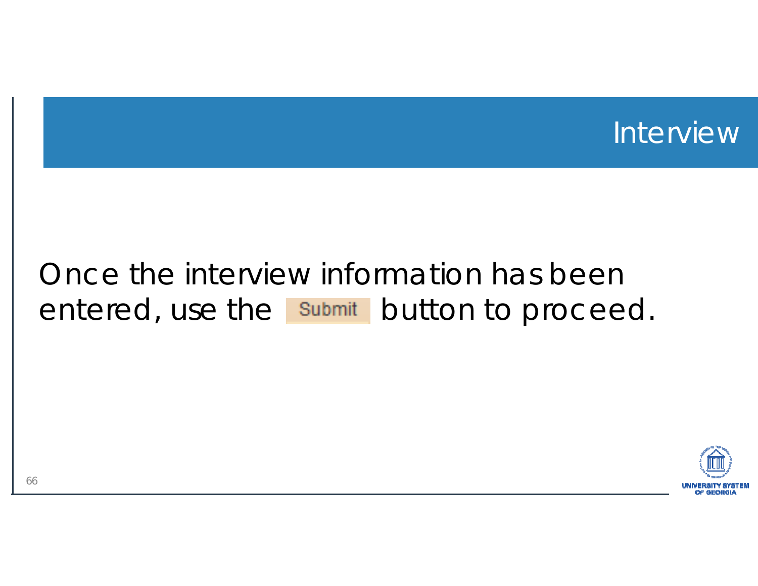# Interview

Once the interview information has been entered, use the Submit button to proceed.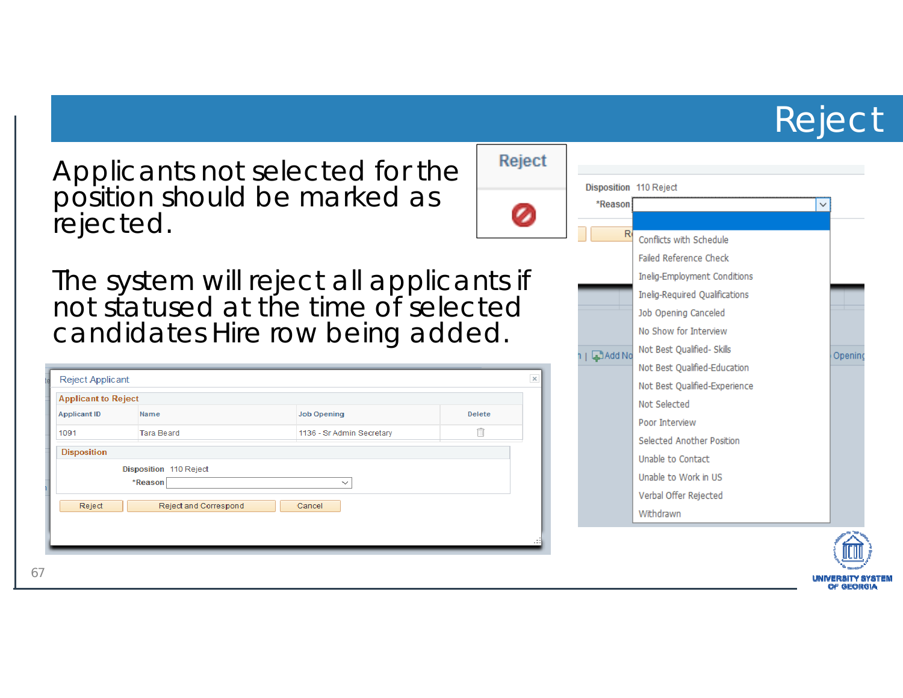# Reject

Applicants not selected for the position should be marked as rejected.

The system will reject all applicants if not statused at the time of selected candidates Hire row being added.

Reject Applicant

**Applicant to Reject**

| Applicant ID | Name | Job Opening | Delete |
|---|---|---|---|
| 1091 | Tara Beard | 1136 - Sr Admin Secretary | |

**Disposition**

Disposition 110 Reject

*Reason

Reject | Reject and Correspond | Cancel

Disposition 110 Reject

*Reason

- Conflicts with Schedule
- Failed Reference Check
- Inelig-Employment Conditions
- Inelig-Required Qualifications
- Job Opening Canceled
- No Show for Interview
- Not Best Qualified- Skills
- Not Best Qualified-Education
- Not Best Qualified-Experience
- Not Selected
- Poor Interview
- Selected Another Position
- Unable to Contact
- Unable to Work in US
- Verbal Offer Rejected
- Withdrawn

UNIVERSITY SYSTEM OF GEORGIA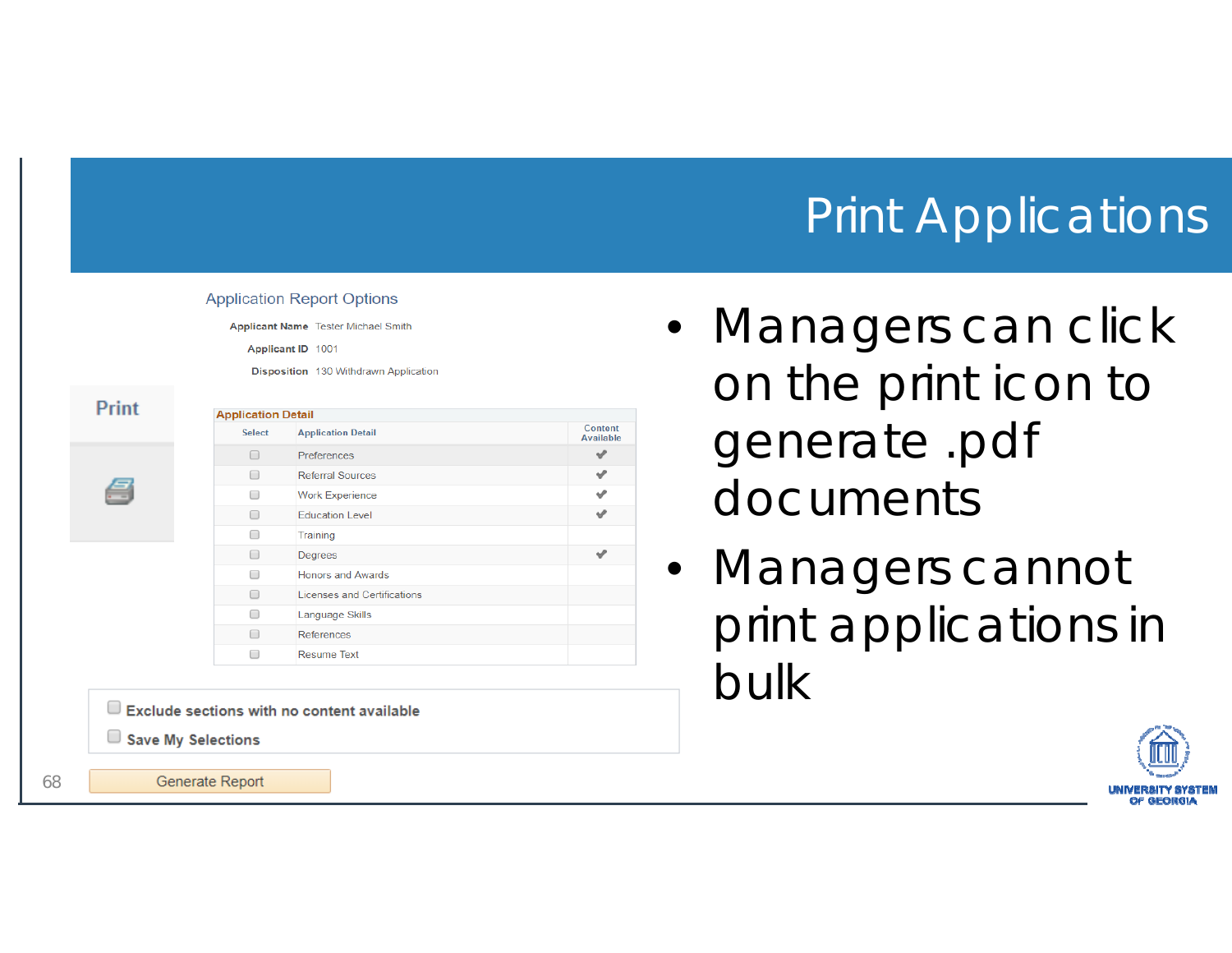# Print Applications

Application Report Options

**Applicant Name** Tester Michael Smith

**Applicant ID** 1001

**Disposition** 130 Withdrawn Application

Print

**Application Detail**

| Select | Application Detail | Content Available |
|---|---|---|
| ☐ | Preferences | ✔ |
| ☐ | Referral Sources | ✔ |
| ☐ | Work Experience | ✔ |
| ☐ | Education Level | ✔ |
| ☐ | Training | |
| ☐ | Degrees | ✔ |
| ☐ | Honors and Awards | |
| ☐ | Licenses and Certifications | |
| ☐ | Language Skills | |
| ☐ | References | |
| ☐ | Resume Text | |

☐ **Exclude sections with no content available**

☐ **Save My Selections**

Generate Report

- Managers can click on the print icon to generate .pdf documents
- Managers cannot print applications in bulk

UNIVERSITY SYSTEM OF GEORGIA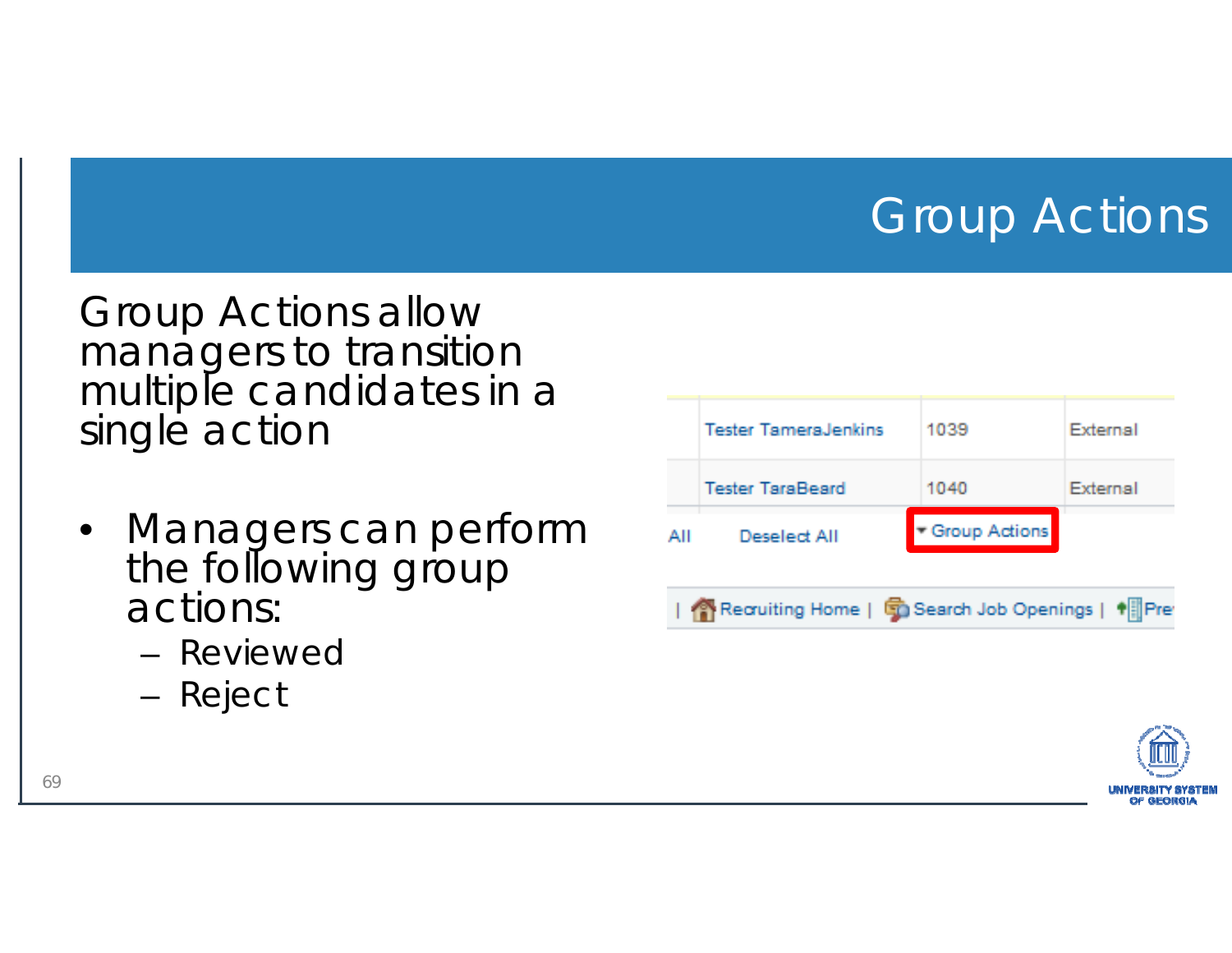# Group Actions

Group Actions allow managers to transition multiple candidates in a single action

- Managers can perform the following group actions:
  - Reviewed
  - Reject